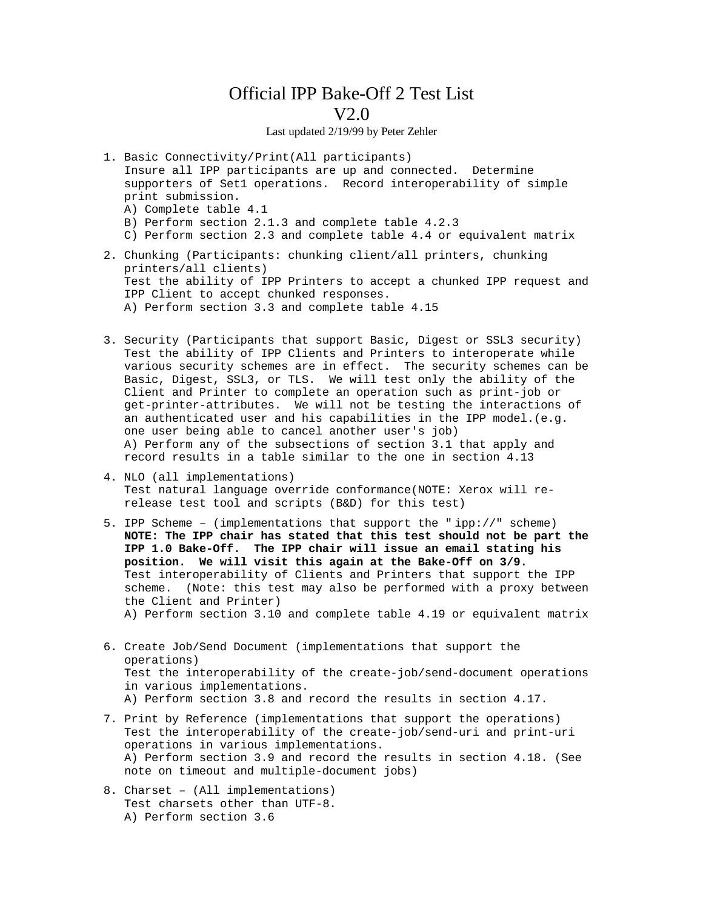# Official IPP Bake-Off 2 Test List

## V2.0

Last updated 2/19/99 by Peter Zehler

1. Basic Connectivity/Print(All participants)
   Insure all IPP participants are up and connected. Determine supporters of Set1 operations. Record interoperability of simple print submission.
   A) Complete table 4.1
   B) Perform section 2.1.3 and complete table 4.2.3
   C) Perform section 2.3 and complete table 4.4 or equivalent matrix

2. Chunking (Participants: chunking client/all printers, chunking printers/all clients)
   Test the ability of IPP Printers to accept a chunked IPP request and IPP Client to accept chunked responses.
   A) Perform section 3.3 and complete table 4.15

3. Security (Participants that support Basic, Digest or SSL3 security)
   Test the ability of IPP Clients and Printers to interoperate while various security schemes are in effect. The security schemes can be Basic, Digest, SSL3, or TLS. We will test only the ability of the Client and Printer to complete an operation such as print-job or get-printer-attributes. We will not be testing the interactions of an authenticated user and his capabilities in the IPP model.(e.g. one user being able to cancel another user's job)
   A) Perform any of the subsections of section 3.1 that apply and record results in a table similar to the one in section 4.13

4. NLO (all implementations)
   Test natural language override conformance(NOTE: Xerox will re-release test tool and scripts (B&D) for this test)

5. IPP Scheme – (implementations that support the "ipp://" scheme)
   **NOTE: The IPP chair has stated that this test should not be part the IPP 1.0 Bake-Off. The IPP chair will issue an email stating his position. We will visit this again at the Bake-Off on 3/9.**
   Test interoperability of Clients and Printers that support the IPP scheme. (Note: this test may also be performed with a proxy between the Client and Printer)
   A) Perform section 3.10 and complete table 4.19 or equivalent matrix

6. Create Job/Send Document (implementations that support the operations)
   Test the interoperability of the create-job/send-document operations in various implementations.
   A) Perform section 3.8 and record the results in section 4.17.

7. Print by Reference (implementations that support the operations)
   Test the interoperability of the create-job/send-uri and print-uri operations in various implementations.
   A) Perform section 3.9 and record the results in section 4.18. (See note on timeout and multiple-document jobs)

8. Charset – (All implementations)
   Test charsets other than UTF-8.
   A) Perform section 3.6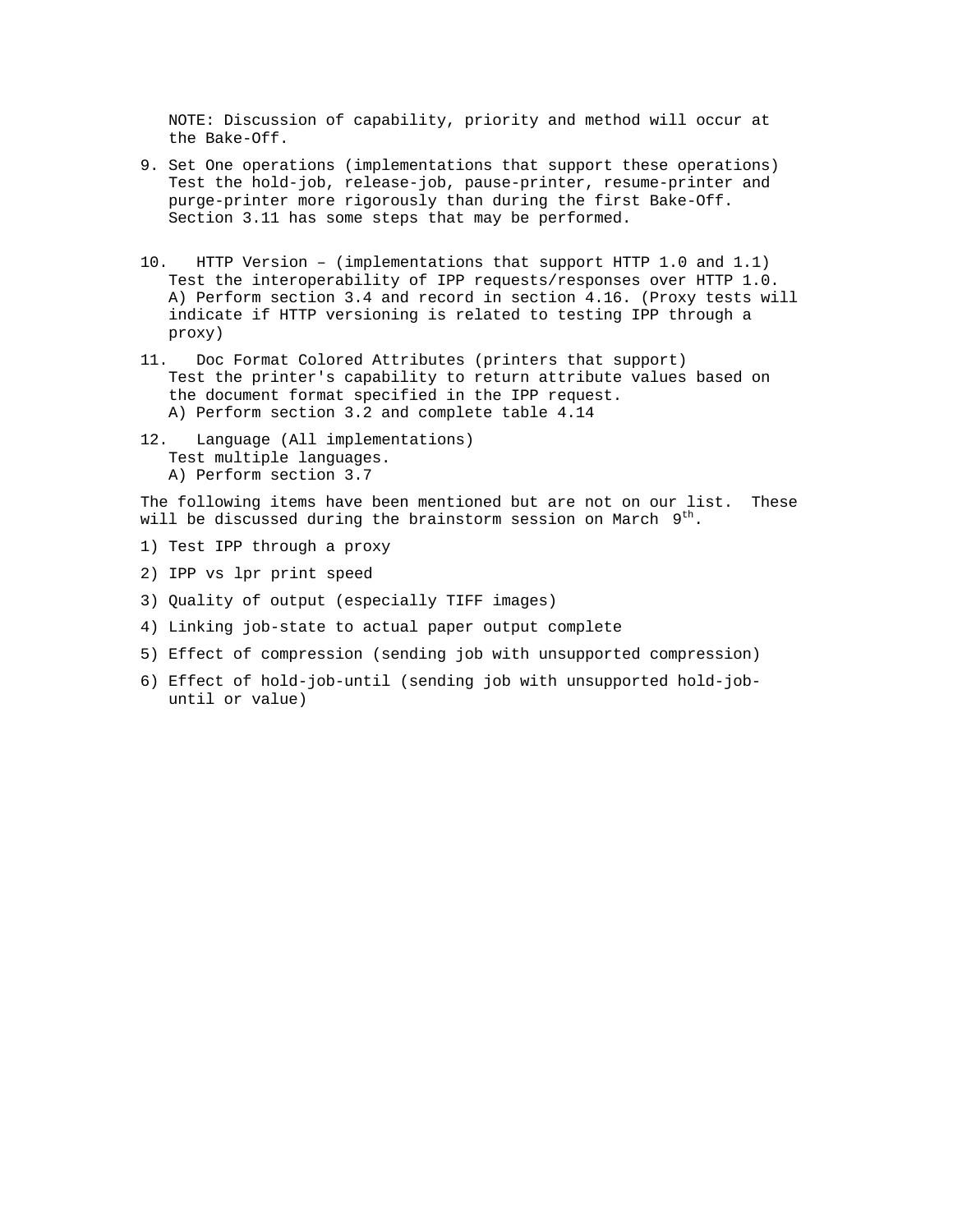NOTE: Discussion of capability, priority and method will occur at the Bake-Off.

9. Set One operations (implementations that support these operations)
   Test the hold-job, release-job, pause-printer, resume-printer and purge-printer more rigorously than during the first Bake-Off. Section 3.11 has some steps that may be performed.

10. HTTP Version – (implementations that support HTTP 1.0 and 1.1)
    Test the interoperability of IPP requests/responses over HTTP 1.0.
    A) Perform section 3.4 and record in section 4.16. (Proxy tests will indicate if HTTP versioning is related to testing IPP through a proxy)

11. Doc Format Colored Attributes (printers that support)
    Test the printer's capability to return attribute values based on the document format specified in the IPP request.
    A) Perform section 3.2 and complete table 4.14

12. Language (All implementations)
    Test multiple languages.
    A) Perform section 3.7

The following items have been mentioned but are not on our list. These will be discussed during the brainstorm session on March 9th.

1) Test IPP through a proxy
2) IPP vs lpr print speed
3) Quality of output (especially TIFF images)
4) Linking job-state to actual paper output complete
5) Effect of compression (sending job with unsupported compression)
6) Effect of hold-job-until (sending job with unsupported hold-job-until or value)